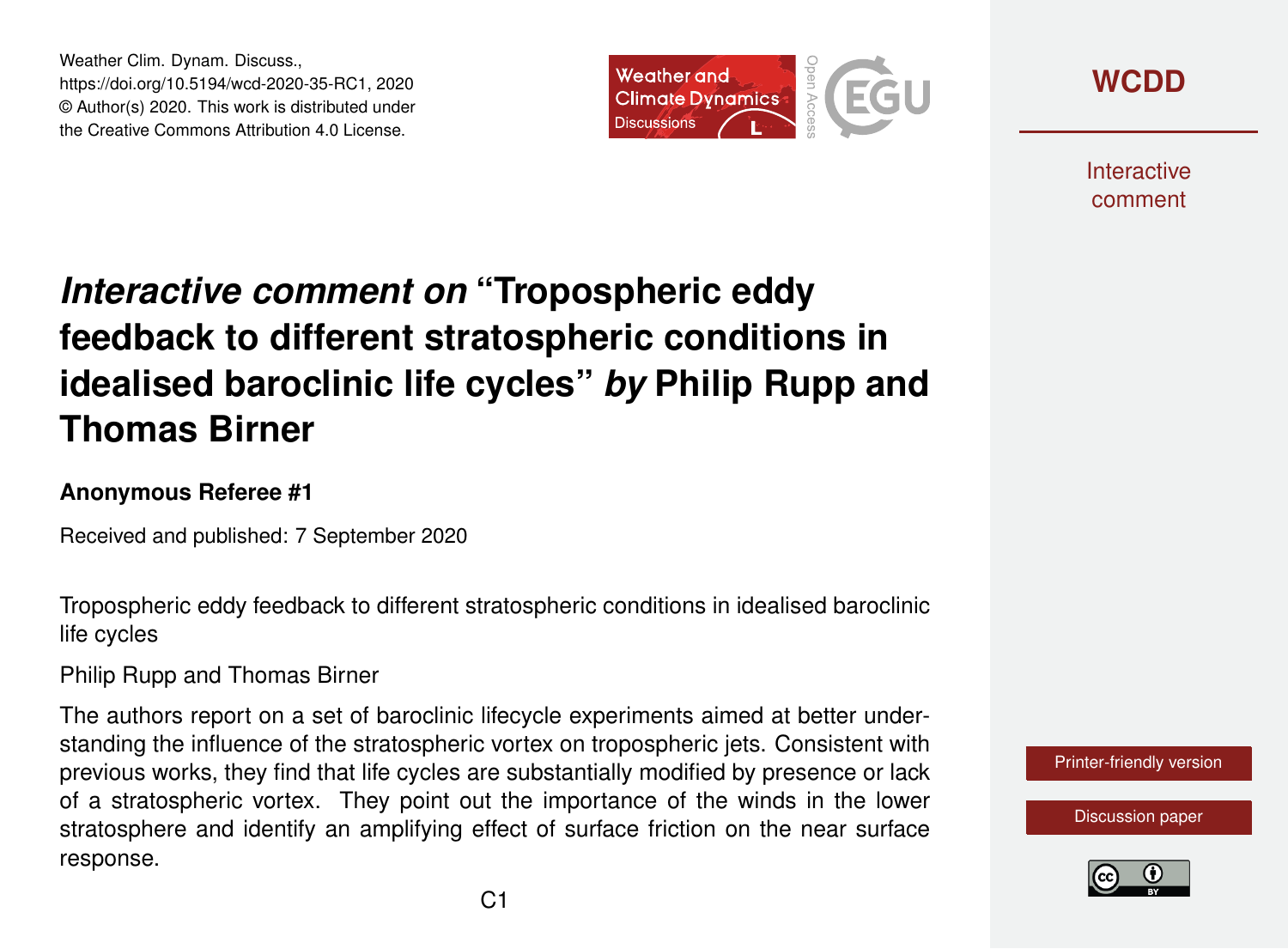# *Interactive comment on* "Tropospheric eddy feedback to different stratospheric conditions in idealised baroclinic life cycles" *by* Philip Rupp and Thomas Birner

**Anonymous Referee #1**

Received and published: 7 September 2020

Tropospheric eddy feedback to different stratospheric conditions in idealised baroclinic life cycles

Philip Rupp and Thomas Birner

The authors report on a set of baroclinic lifecycle experiments aimed at better understanding the influence of the stratospheric vortex on tropospheric jets. Consistent with previous works, they find that life cycles are substantially modified by presence or lack of a stratospheric vortex. They point out the importance of the winds in the lower stratosphere and identify an amplifying effect of surface friction on the near surface response.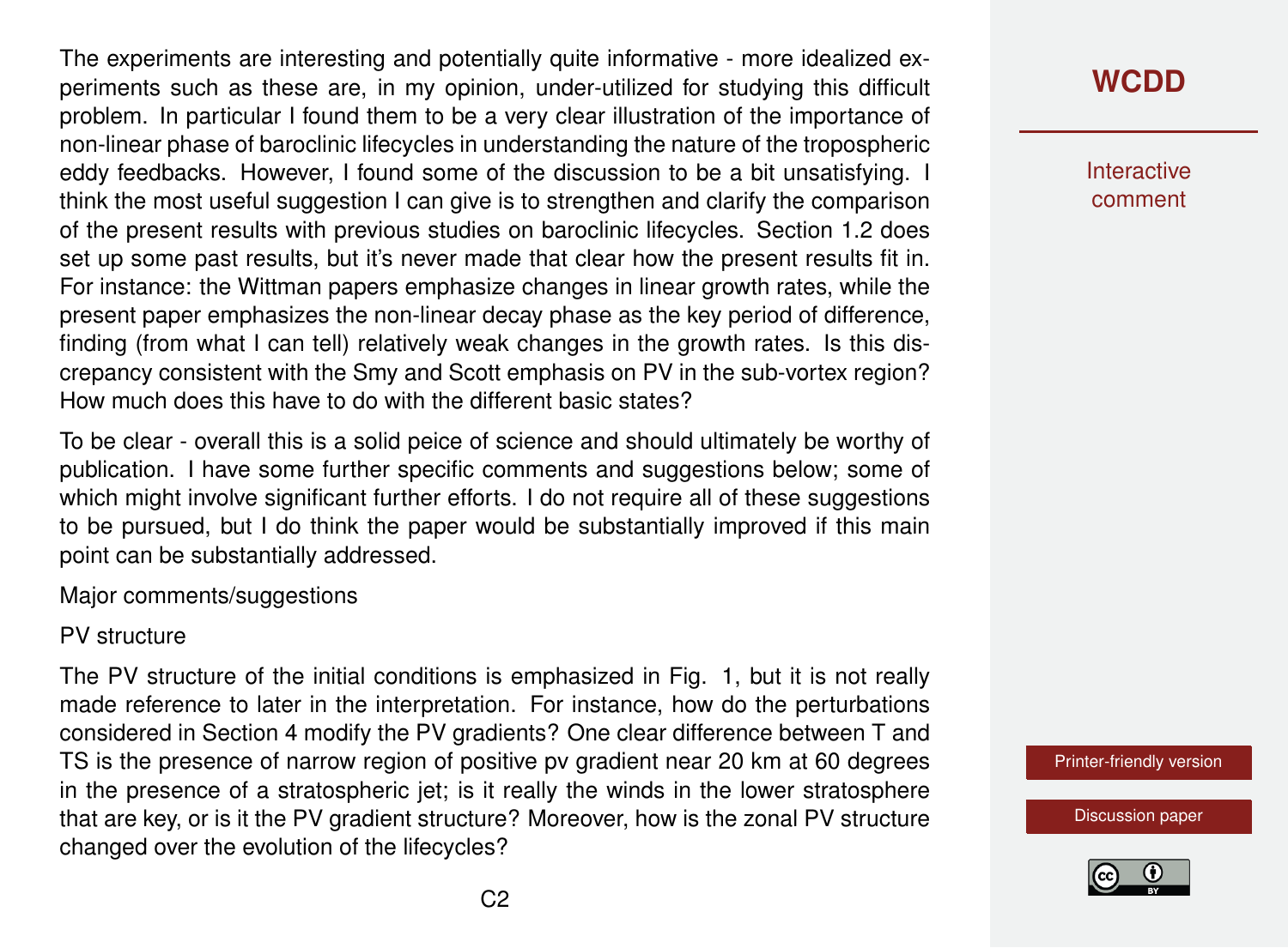The experiments are interesting and potentially quite informative - more idealized experiments such as these are, in my opinion, under-utilized for studying this difficult problem. In particular I found them to be a very clear illustration of the importance of non-linear phase of baroclinic lifecycles in understanding the nature of the tropospheric eddy feedbacks. However, I found some of the discussion to be a bit unsatisfying. I think the most useful suggestion I can give is to strengthen and clarify the comparison of the present results with previous studies on baroclinic lifecycles. Section 1.2 does set up some past results, but it's never made that clear how the present results fit in. For instance: the Wittman papers emphasize changes in linear growth rates, while the present paper emphasizes the non-linear decay phase as the key period of difference, finding (from what I can tell) relatively weak changes in the growth rates. Is this discrepancy consistent with the Smy and Scott emphasis on PV in the sub-vortex region? How much does this have to do with the different basic states?

To be clear - overall this is a solid peice of science and should ultimately be worthy of publication. I have some further specific comments and suggestions below; some of which might involve significant further efforts. I do not require all of these suggestions to be pursued, but I do think the paper would be substantially improved if this main point can be substantially addressed.

Major comments/suggestions

PV structure

The PV structure of the initial conditions is emphasized in Fig. 1, but it is not really made reference to later in the interpretation. For instance, how do the perturbations considered in Section 4 modify the PV gradients? One clear difference between T and TS is the presence of narrow region of positive pv gradient near 20 km at 60 degrees in the presence of a stratospheric jet; is it really the winds in the lower stratosphere that are key, or is it the PV gradient structure? Moreover, how is the zonal PV structure changed over the evolution of the lifecycles?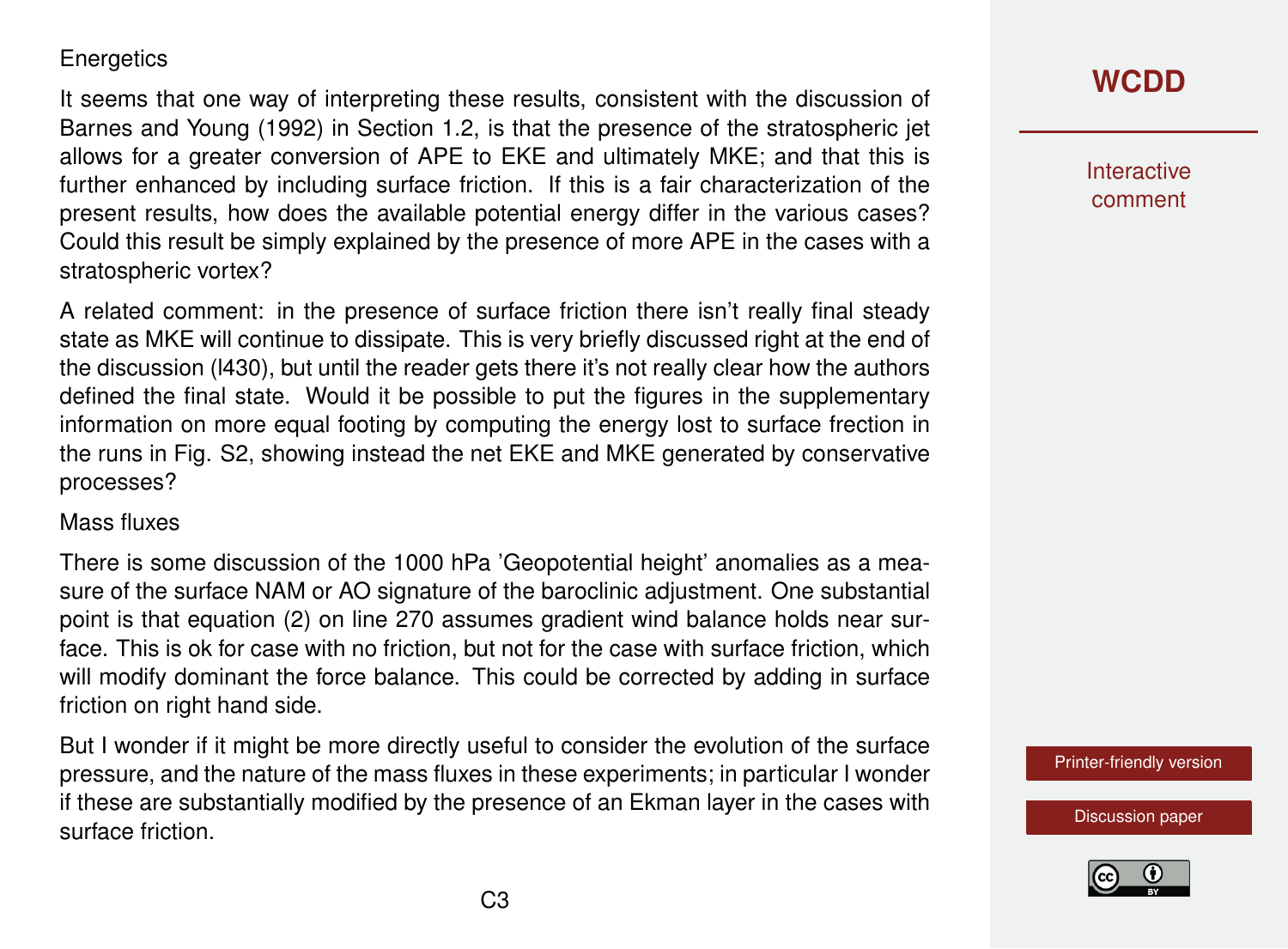### Energetics

It seems that one way of interpreting these results, consistent with the discussion of Barnes and Young (1992) in Section 1.2, is that the presence of the stratospheric jet allows for a greater conversion of APE to EKE and ultimately MKE; and that this is further enhanced by including surface friction. If this is a fair characterization of the present results, how does the available potential energy differ in the various cases? Could this result be simply explained by the presence of more APE in the cases with a stratospheric vortex?

A related comment: in the presence of surface friction there isn't really final steady state as MKE will continue to dissipate. This is very briefly discussed right at the end of the discussion (l430), but until the reader gets there it's not really clear how the authors defined the final state. Would it be possible to put the figures in the supplementary information on more equal footing by computing the energy lost to surface frection in the runs in Fig. S2, showing instead the net EKE and MKE generated by conservative processes?

### Mass fluxes

There is some discussion of the 1000 hPa 'Geopotential height' anomalies as a measure of the surface NAM or AO signature of the baroclinic adjustment. One substantial point is that equation (2) on line 270 assumes gradient wind balance holds near surface. This is ok for case with no friction, but not for the case with surface friction, which will modify dominant the force balance. This could be corrected by adding in surface friction on right hand side.

But I wonder if it might be more directly useful to consider the evolution of the surface pressure, and the nature of the mass fluxes in these experiments; in particular I wonder if these are substantially modified by the presence of an Ekman layer in the cases with surface friction.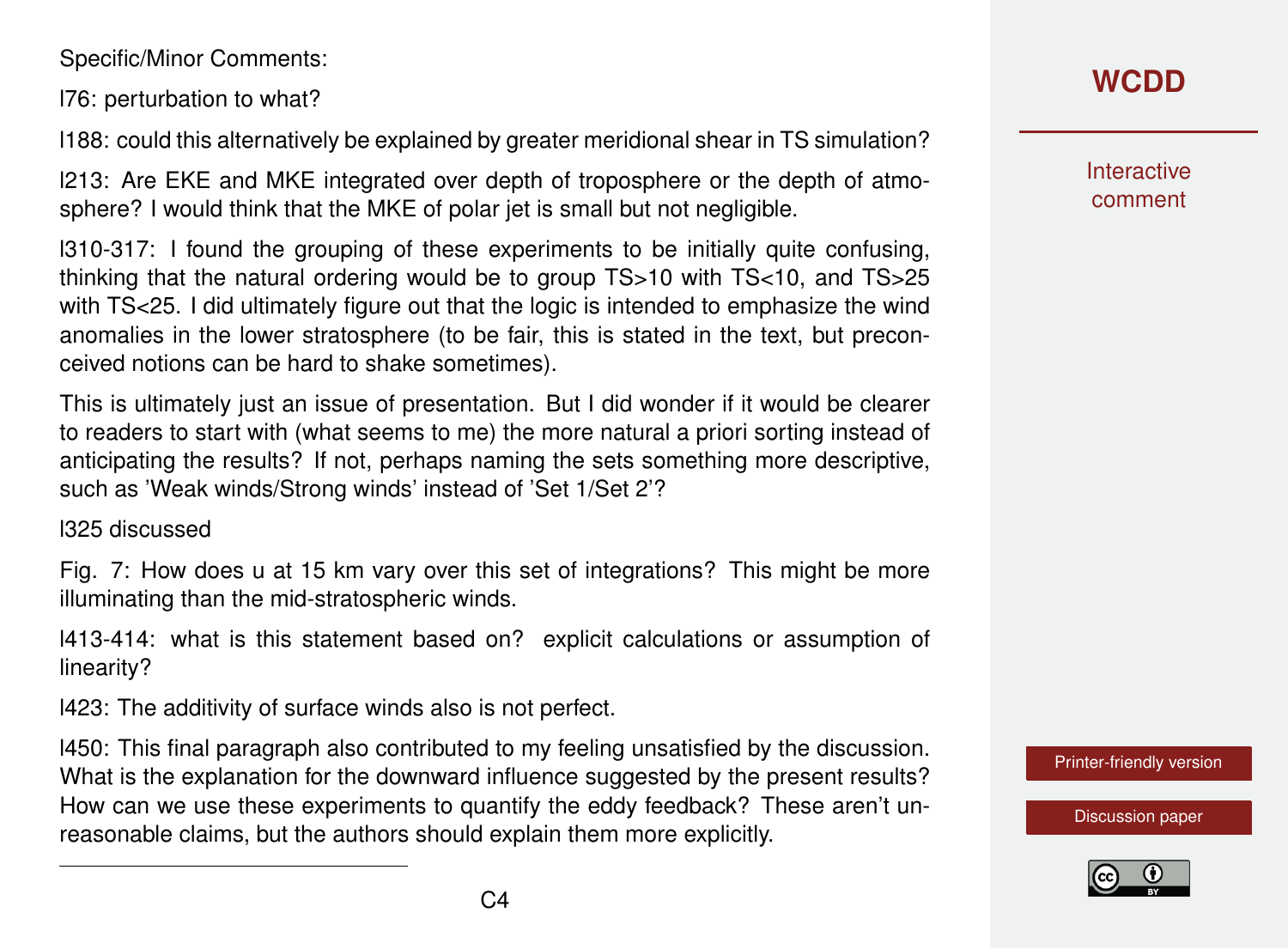Specific/Minor Comments:

l76: perturbation to what?

l188: could this alternatively be explained by greater meridional shear in TS simulation?

l213: Are EKE and MKE integrated over depth of troposphere or the depth of atmosphere? I would think that the MKE of polar jet is small but not negligible.

l310-317: I found the grouping of these experiments to be initially quite confusing, thinking that the natural ordering would be to group TS>10 with TS<10, and TS>25 with TS<25. I did ultimately figure out that the logic is intended to emphasize the wind anomalies in the lower stratosphere (to be fair, this is stated in the text, but preconceived notions can be hard to shake sometimes).

This is ultimately just an issue of presentation. But I did wonder if it would be clearer to readers to start with (what seems to me) the more natural a priori sorting instead of anticipating the results? If not, perhaps naming the sets something more descriptive, such as 'Weak winds/Strong winds' instead of 'Set 1/Set 2'?

l325 discussed

Fig. 7: How does u at 15 km vary over this set of integrations? This might be more illuminating than the mid-stratospheric winds.

l413-414: what is this statement based on? explicit calculations or assumption of linearity?

l423: The additivity of surface winds also is not perfect.

l450: This final paragraph also contributed to my feeling unsatisfied by the discussion. What is the explanation for the downward influence suggested by the present results? How can we use these experiments to quantify the eddy feedback? These aren't unreasonable claims, but the authors should explain them more explicitly.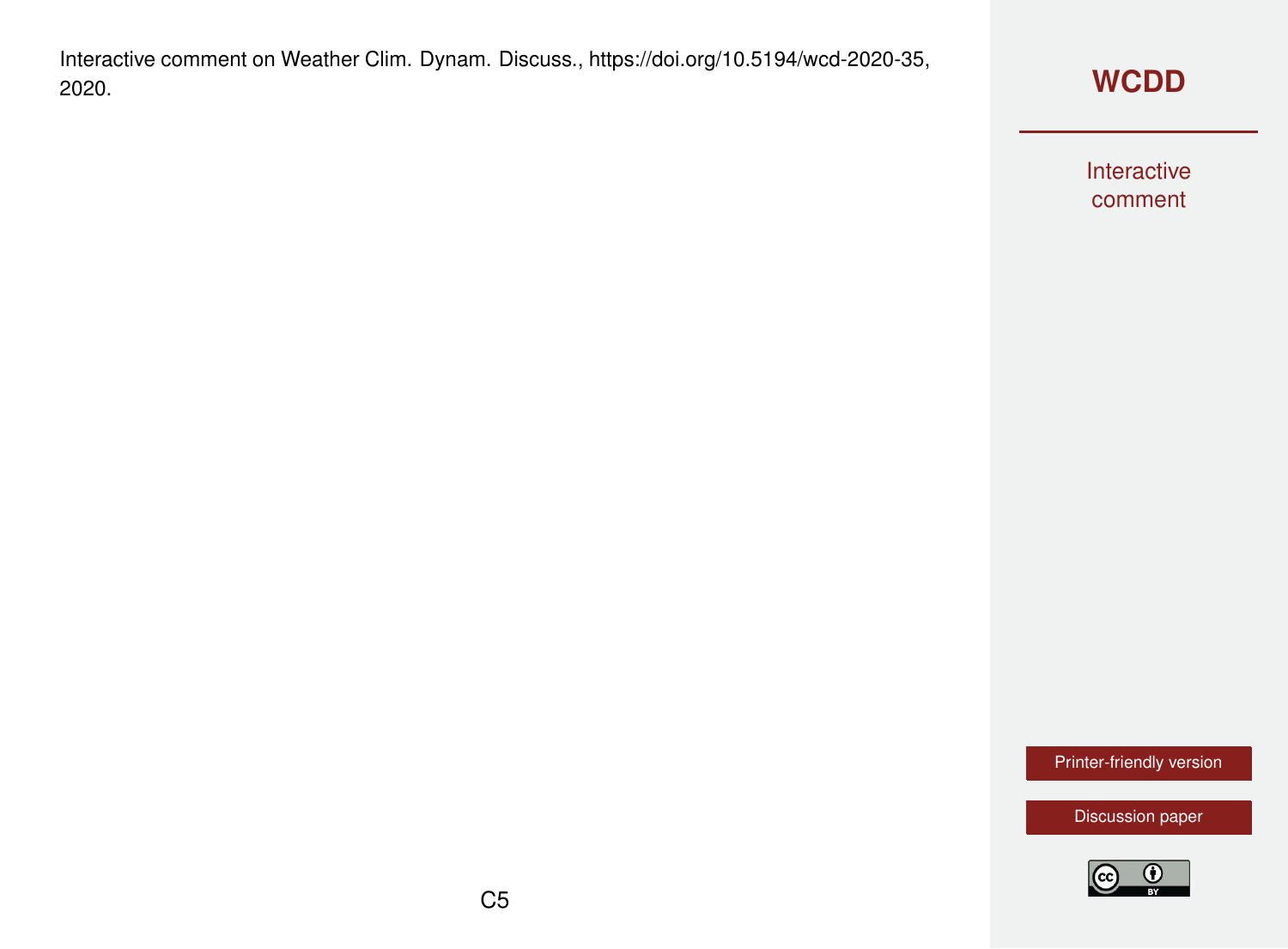Interactive comment on Weather Clim. Dynam. Discuss., https://doi.org/10.5194/wcd-2020-35, 2020.